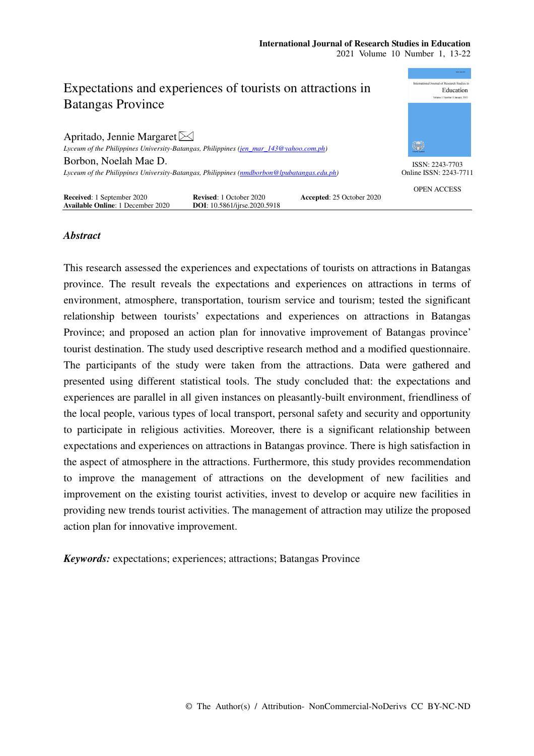# Expectations and experiences of tourists on attractions in Batangas Province

Apritado, Jennie Margaret ✉
*Lyceum of the Philippines University-Batangas, Philippines (jen_mar_143@yahoo.com.ph)*

Borbon, Noelah Mae D.
*Lyceum of the Philippines University-Batangas, Philippines (nmdborbon@lpubatangas.edu.ph)*

ISSN: 2243-7703
Online ISSN: 2243-7711

OPEN ACCESS

**Received**: 1 September 2020 **Revised**: 1 October 2020 **Accepted**: 25 October 2020
**Available Online**: 1 December 2020 **DOI**: 10.5861/ijrse.2020.5918

## *Abstract*

This research assessed the experiences and expectations of tourists on attractions in Batangas province. The result reveals the expectations and experiences on attractions in terms of environment, atmosphere, transportation, tourism service and tourism; tested the significant relationship between tourists' expectations and experiences on attractions in Batangas Province; and proposed an action plan for innovative improvement of Batangas province' tourist destination. The study used descriptive research method and a modified questionnaire. The participants of the study were taken from the attractions. Data were gathered and presented using different statistical tools. The study concluded that: the expectations and experiences are parallel in all given instances on pleasantly-built environment, friendliness of the local people, various types of local transport, personal safety and security and opportunity to participate in religious activities. Moreover, there is a significant relationship between expectations and experiences on attractions in Batangas province. There is high satisfaction in the aspect of atmosphere in the attractions. Furthermore, this study provides recommendation to improve the management of attractions on the development of new facilities and improvement on the existing tourist activities, invest to develop or acquire new facilities in providing new trends tourist activities. The management of attraction may utilize the proposed action plan for innovative improvement.

***Keywords:*** expectations; experiences; attractions; Batangas Province

© The Author(s) / Attribution- NonCommercial-NoDerivs CC BY-NC-ND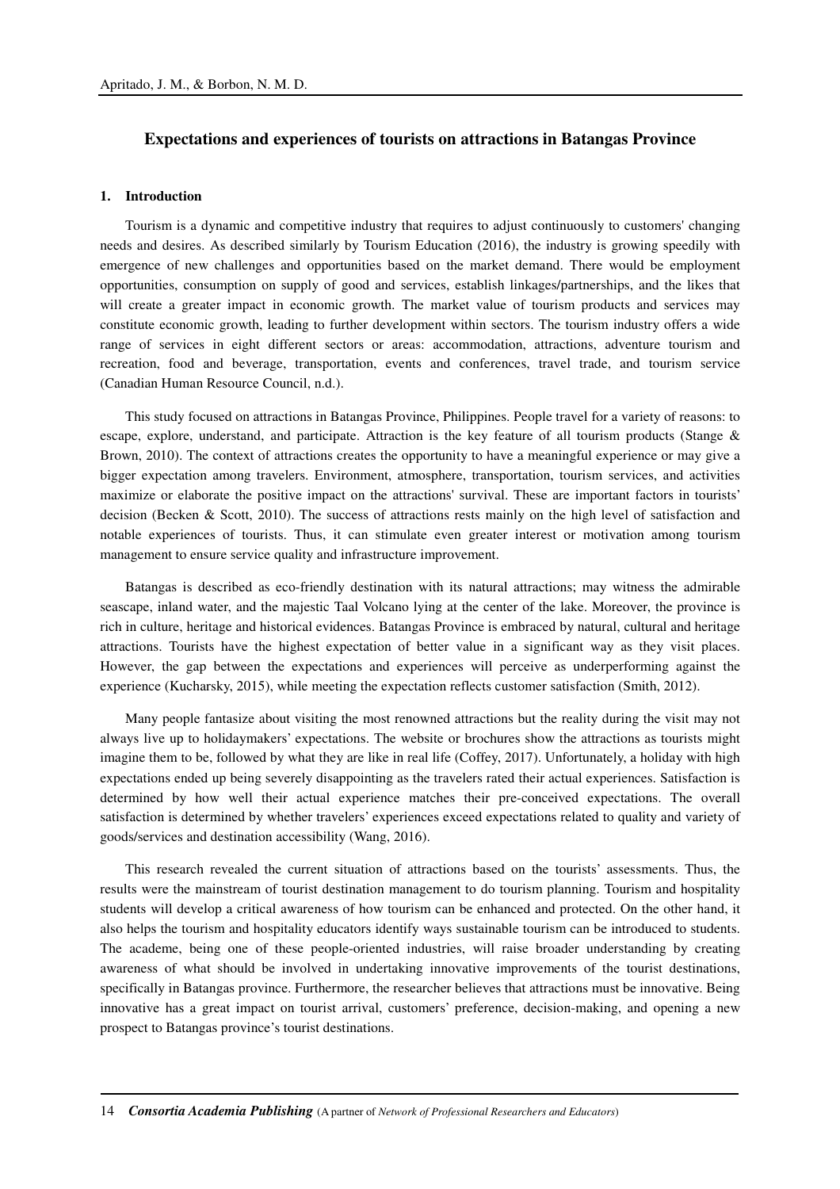## Expectations and experiences of tourists on attractions in Batangas Province

### 1. Introduction

Tourism is a dynamic and competitive industry that requires to adjust continuously to customers' changing needs and desires. As described similarly by Tourism Education (2016), the industry is growing speedily with emergence of new challenges and opportunities based on the market demand. There would be employment opportunities, consumption on supply of good and services, establish linkages/partnerships, and the likes that will create a greater impact in economic growth. The market value of tourism products and services may constitute economic growth, leading to further development within sectors. The tourism industry offers a wide range of services in eight different sectors or areas: accommodation, attractions, adventure tourism and recreation, food and beverage, transportation, events and conferences, travel trade, and tourism service (Canadian Human Resource Council, n.d.).

This study focused on attractions in Batangas Province, Philippines. People travel for a variety of reasons: to escape, explore, understand, and participate. Attraction is the key feature of all tourism products (Stange & Brown, 2010). The context of attractions creates the opportunity to have a meaningful experience or may give a bigger expectation among travelers. Environment, atmosphere, transportation, tourism services, and activities maximize or elaborate the positive impact on the attractions' survival. These are important factors in tourists' decision (Becken & Scott, 2010). The success of attractions rests mainly on the high level of satisfaction and notable experiences of tourists. Thus, it can stimulate even greater interest or motivation among tourism management to ensure service quality and infrastructure improvement.

Batangas is described as eco-friendly destination with its natural attractions; may witness the admirable seascape, inland water, and the majestic Taal Volcano lying at the center of the lake. Moreover, the province is rich in culture, heritage and historical evidences. Batangas Province is embraced by natural, cultural and heritage attractions. Tourists have the highest expectation of better value in a significant way as they visit places. However, the gap between the expectations and experiences will perceive as underperforming against the experience (Kucharsky, 2015), while meeting the expectation reflects customer satisfaction (Smith, 2012).

Many people fantasize about visiting the most renowned attractions but the reality during the visit may not always live up to holidaymakers' expectations. The website or brochures show the attractions as tourists might imagine them to be, followed by what they are like in real life (Coffey, 2017). Unfortunately, a holiday with high expectations ended up being severely disappointing as the travelers rated their actual experiences. Satisfaction is determined by how well their actual experience matches their pre-conceived expectations. The overall satisfaction is determined by whether travelers' experiences exceed expectations related to quality and variety of goods/services and destination accessibility (Wang, 2016).

This research revealed the current situation of attractions based on the tourists' assessments. Thus, the results were the mainstream of tourist destination management to do tourism planning. Tourism and hospitality students will develop a critical awareness of how tourism can be enhanced and protected. On the other hand, it also helps the tourism and hospitality educators identify ways sustainable tourism can be introduced to students. The academe, being one of these people-oriented industries, will raise broader understanding by creating awareness of what should be involved in undertaking innovative improvements of the tourist destinations, specifically in Batangas province. Furthermore, the researcher believes that attractions must be innovative. Being innovative has a great impact on tourist arrival, customers' preference, decision-making, and opening a new prospect to Batangas province's tourist destinations.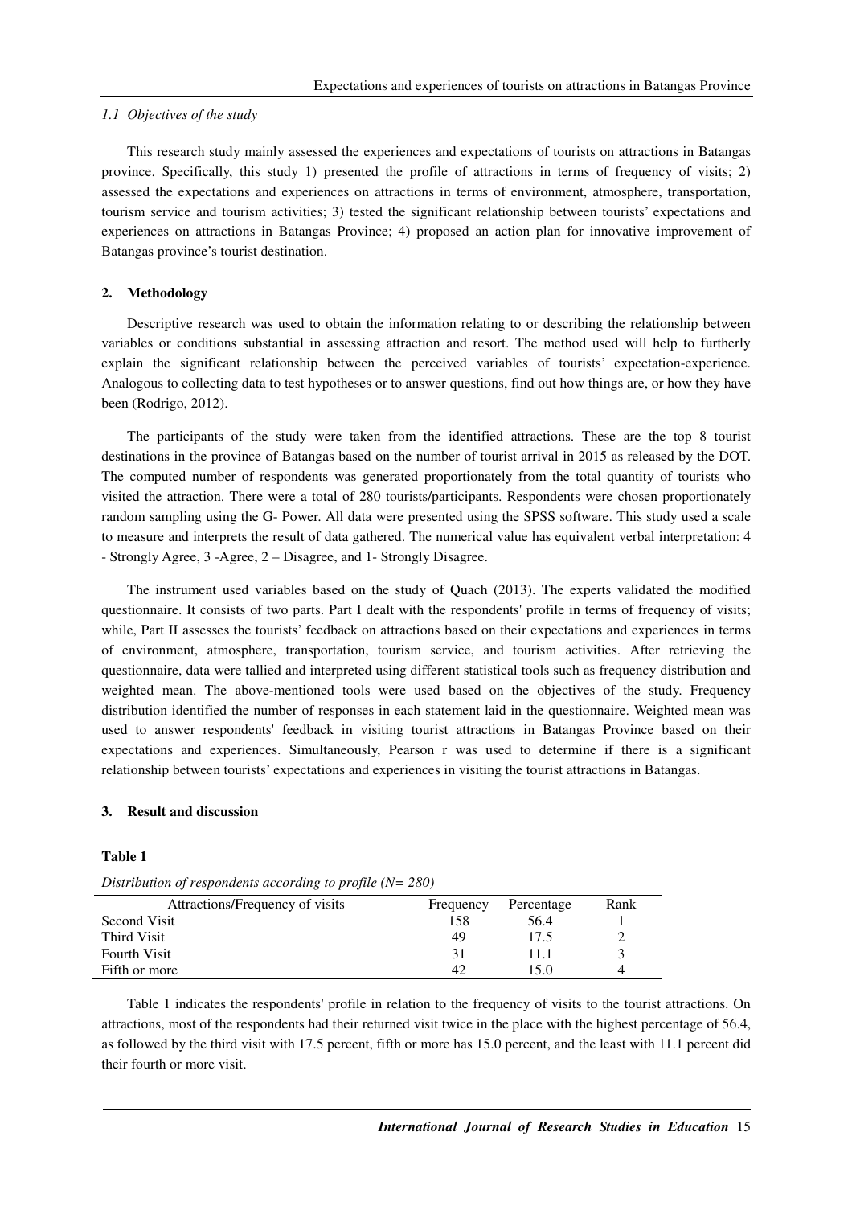*1.1 Objectives of the study*

This research study mainly assessed the experiences and expectations of tourists on attractions in Batangas province. Specifically, this study 1) presented the profile of attractions in terms of frequency of visits; 2) assessed the expectations and experiences on attractions in terms of environment, atmosphere, transportation, tourism service and tourism activities; 3) tested the significant relationship between tourists' expectations and experiences on attractions in Batangas Province; 4) proposed an action plan for innovative improvement of Batangas province's tourist destination.

## 2. Methodology

Descriptive research was used to obtain the information relating to or describing the relationship between variables or conditions substantial in assessing attraction and resort. The method used will help to furtherly explain the significant relationship between the perceived variables of tourists' expectation-experience. Analogous to collecting data to test hypotheses or to answer questions, find out how things are, or how they have been (Rodrigo, 2012).

The participants of the study were taken from the identified attractions. These are the top 8 tourist destinations in the province of Batangas based on the number of tourist arrival in 2015 as released by the DOT. The computed number of respondents was generated proportionately from the total quantity of tourists who visited the attraction. There were a total of 280 tourists/participants. Respondents were chosen proportionately random sampling using the G- Power. All data were presented using the SPSS software. This study used a scale to measure and interprets the result of data gathered. The numerical value has equivalent verbal interpretation: 4 - Strongly Agree, 3 -Agree, 2 – Disagree, and 1- Strongly Disagree.

The instrument used variables based on the study of Quach (2013). The experts validated the modified questionnaire. It consists of two parts. Part I dealt with the respondents' profile in terms of frequency of visits; while, Part II assesses the tourists' feedback on attractions based on their expectations and experiences in terms of environment, atmosphere, transportation, tourism service, and tourism activities. After retrieving the questionnaire, data were tallied and interpreted using different statistical tools such as frequency distribution and weighted mean. The above-mentioned tools were used based on the objectives of the study. Frequency distribution identified the number of responses in each statement laid in the questionnaire. Weighted mean was used to answer respondents' feedback in visiting tourist attractions in Batangas Province based on their expectations and experiences. Simultaneously, Pearson r was used to determine if there is a significant relationship between tourists' expectations and experiences in visiting the tourist attractions in Batangas.

## 3. Result and discussion

**Table 1**

*Distribution of respondents according to profile (N= 280)*

| Attractions/Frequency of visits | Frequency | Percentage | Rank |
|---|---|---|---|
| Second Visit | 158 | 56.4 | 1 |
| Third Visit | 49 | 17.5 | 2 |
| Fourth Visit | 31 | 11.1 | 3 |
| Fifth or more | 42 | 15.0 | 4 |

Table 1 indicates the respondents' profile in relation to the frequency of visits to the tourist attractions. On attractions, most of the respondents had their returned visit twice in the place with the highest percentage of 56.4, as followed by the third visit with 17.5 percent, fifth or more has 15.0 percent, and the least with 11.1 percent did their fourth or more visit.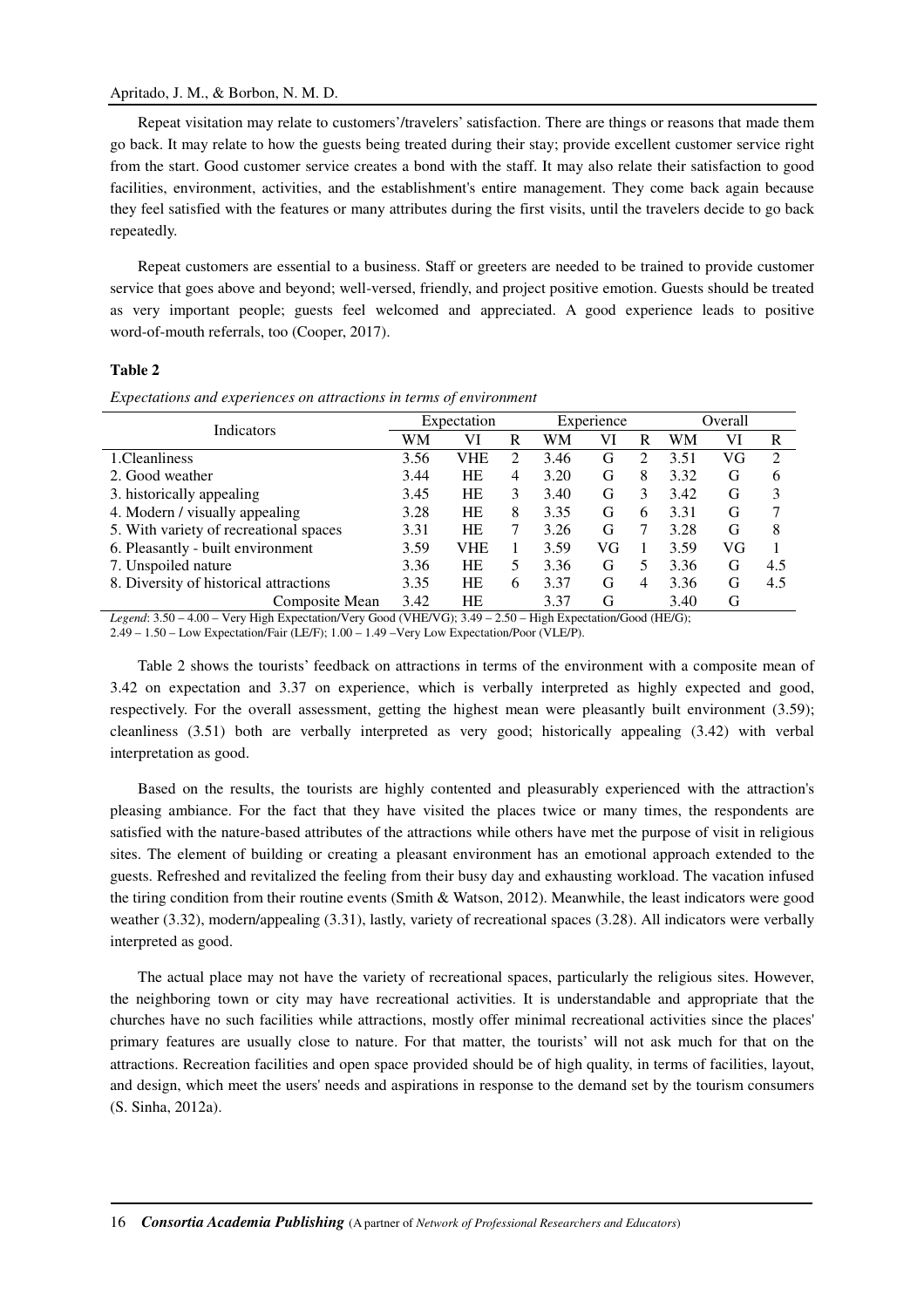Repeat visitation may relate to customers'/travelers' satisfaction. There are things or reasons that made them go back. It may relate to how the guests being treated during their stay; provide excellent customer service right from the start. Good customer service creates a bond with the staff. It may also relate their satisfaction to good facilities, environment, activities, and the establishment's entire management. They come back again because they feel satisfied with the features or many attributes during the first visits, until the travelers decide to go back repeatedly.

Repeat customers are essential to a business. Staff or greeters are needed to be trained to provide customer service that goes above and beyond; well-versed, friendly, and project positive emotion. Guests should be treated as very important people; guests feel welcomed and appreciated. A good experience leads to positive word-of-mouth referrals, too (Cooper, 2017).

**Table 2**

*Expectations and experiences on attractions in terms of environment*

| Indicators | Expectation | | | Experience | | | Overall | | |
|---|---|---|---|---|---|---|---|---|---|
| | WM | VI | R | WM | VI | R | WM | VI | R |
| 1.Cleanliness | 3.56 | VHE | 2 | 3.46 | G | 2 | 3.51 | VG | 2 |
| 2. Good weather | 3.44 | HE | 4 | 3.20 | G | 8 | 3.32 | G | 6 |
| 3. historically appealing | 3.45 | HE | 3 | 3.40 | G | 3 | 3.42 | G | 3 |
| 4. Modern / visually appealing | 3.28 | HE | 8 | 3.35 | G | 6 | 3.31 | G | 7 |
| 5. With variety of recreational spaces | 3.31 | HE | 7 | 3.26 | G | 7 | 3.28 | G | 8 |
| 6. Pleasantly - built environment | 3.59 | VHE | 1 | 3.59 | VG | 1 | 3.59 | VG | 1 |
| 7. Unspoiled nature | 3.36 | HE | 5 | 3.36 | G | 5 | 3.36 | G | 4.5 |
| 8. Diversity of historical attractions | 3.35 | HE | 6 | 3.37 | G | 4 | 3.36 | G | 4.5 |
| Composite Mean | 3.42 | HE | | 3.37 | G | | 3.40 | G | |

*Legend*: 3.50 – 4.00 – Very High Expectation/Very Good (VHE/VG); 3.49 – 2.50 – High Expectation/Good (HE/G); 2.49 – 1.50 – Low Expectation/Fair (LE/F); 1.00 – 1.49 –Very Low Expectation/Poor (VLE/P).

Table 2 shows the tourists' feedback on attractions in terms of the environment with a composite mean of 3.42 on expectation and 3.37 on experience, which is verbally interpreted as highly expected and good, respectively. For the overall assessment, getting the highest mean were pleasantly built environment (3.59); cleanliness (3.51) both are verbally interpreted as very good; historically appealing (3.42) with verbal interpretation as good.

Based on the results, the tourists are highly contented and pleasurably experienced with the attraction's pleasing ambiance. For the fact that they have visited the places twice or many times, the respondents are satisfied with the nature-based attributes of the attractions while others have met the purpose of visit in religious sites. The element of building or creating a pleasant environment has an emotional approach extended to the guests. Refreshed and revitalized the feeling from their busy day and exhausting workload. The vacation infused the tiring condition from their routine events (Smith & Watson, 2012). Meanwhile, the least indicators were good weather (3.32), modern/appealing (3.31), lastly, variety of recreational spaces (3.28). All indicators were verbally interpreted as good.

The actual place may not have the variety of recreational spaces, particularly the religious sites. However, the neighboring town or city may have recreational activities. It is understandable and appropriate that the churches have no such facilities while attractions, mostly offer minimal recreational activities since the places' primary features are usually close to nature. For that matter, the tourists' will not ask much for that on the attractions. Recreation facilities and open space provided should be of high quality, in terms of facilities, layout, and design, which meet the users' needs and aspirations in response to the demand set by the tourism consumers (S. Sinha, 2012a).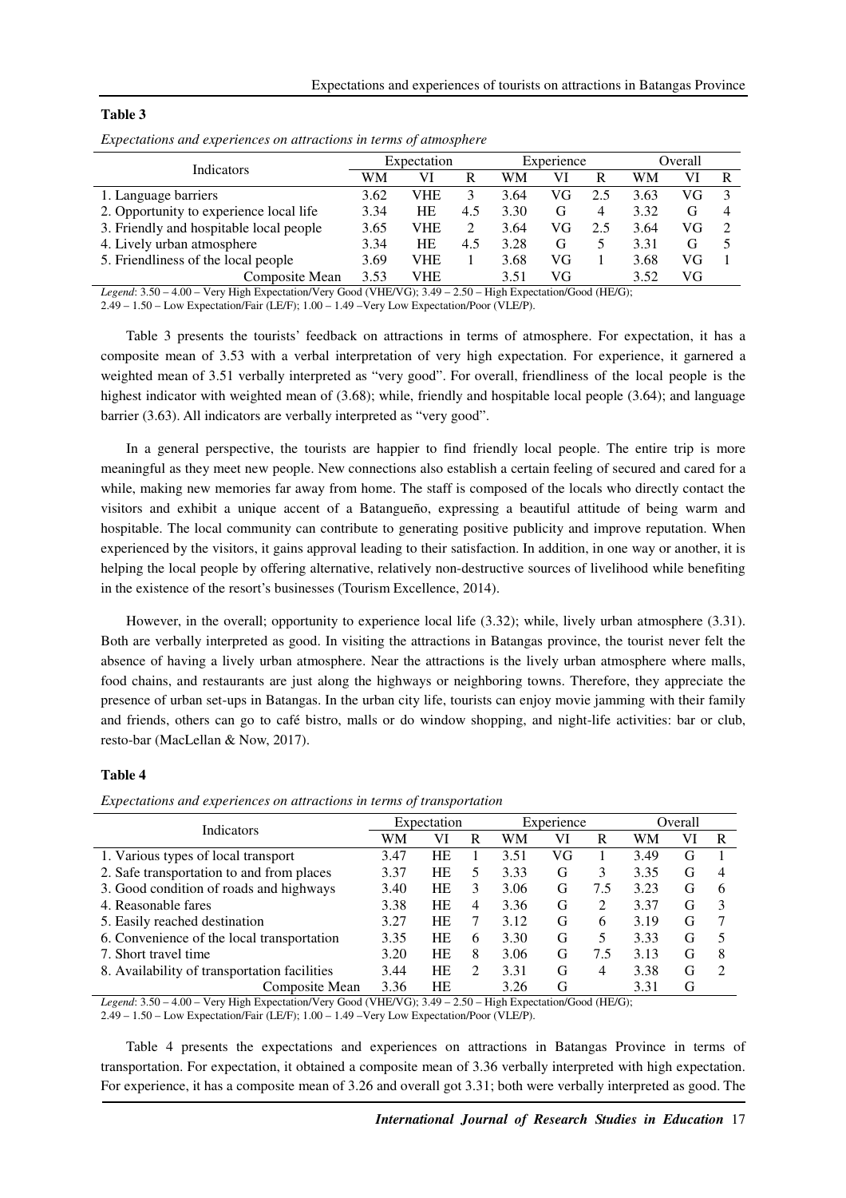**Table 3**

*Expectations and experiences on attractions in terms of atmosphere*

| Indicators | Expectation | | | Experience | | | Overall | | |
|---|---|---|---|---|---|---|---|---|---|
| | WM | VI | R | WM | VI | R | WM | VI | R |
| 1. Language barriers | 3.62 | VHE | 3 | 3.64 | VG | 2.5 | 3.63 | VG | 3 |
| 2. Opportunity to experience local life | 3.34 | HE | 4.5 | 3.30 | G | 4 | 3.32 | G | 4 |
| 3. Friendly and hospitable local people | 3.65 | VHE | 2 | 3.64 | VG | 2.5 | 3.64 | VG | 2 |
| 4. Lively urban atmosphere | 3.34 | HE | 4.5 | 3.28 | G | 5 | 3.31 | G | 5 |
| 5. Friendliness of the local people | 3.69 | VHE | 1 | 3.68 | VG | 1 | 3.68 | VG | 1 |
| Composite Mean | 3.53 | VHE | | 3.51 | VG | | 3.52 | VG | |

*Legend*: 3.50 – 4.00 – Very High Expectation/Very Good (VHE/VG); 3.49 – 2.50 – High Expectation/Good (HE/G); 2.49 – 1.50 – Low Expectation/Fair (LE/F); 1.00 – 1.49 –Very Low Expectation/Poor (VLE/P).

Table 3 presents the tourists' feedback on attractions in terms of atmosphere. For expectation, it has a composite mean of 3.53 with a verbal interpretation of very high expectation. For experience, it garnered a weighted mean of 3.51 verbally interpreted as "very good". For overall, friendliness of the local people is the highest indicator with weighted mean of (3.68); while, friendly and hospitable local people (3.64); and language barrier (3.63). All indicators are verbally interpreted as "very good".

In a general perspective, the tourists are happier to find friendly local people. The entire trip is more meaningful as they meet new people. New connections also establish a certain feeling of secured and cared for a while, making new memories far away from home. The staff is composed of the locals who directly contact the visitors and exhibit a unique accent of a Batangueño, expressing a beautiful attitude of being warm and hospitable. The local community can contribute to generating positive publicity and improve reputation. When experienced by the visitors, it gains approval leading to their satisfaction. In addition, in one way or another, it is helping the local people by offering alternative, relatively non-destructive sources of livelihood while benefiting in the existence of the resort's businesses (Tourism Excellence, 2014).

However, in the overall; opportunity to experience local life (3.32); while, lively urban atmosphere (3.31). Both are verbally interpreted as good. In visiting the attractions in Batangas province, the tourist never felt the absence of having a lively urban atmosphere. Near the attractions is the lively urban atmosphere where malls, food chains, and restaurants are just along the highways or neighboring towns. Therefore, they appreciate the presence of urban set-ups in Batangas. In the urban city life, tourists can enjoy movie jamming with their family and friends, others can go to café bistro, malls or do window shopping, and night-life activities: bar or club, resto-bar (MacLellan & Now, 2017).

**Table 4**

*Expectations and experiences on attractions in terms of transportation*

| Indicators | Expectation | | | Experience | | | Overall | | |
|---|---|---|---|---|---|---|---|---|---|
| | WM | VI | R | WM | VI | R | WM | VI | R |
| 1. Various types of local transport | 3.47 | HE | 1 | 3.51 | VG | 1 | 3.49 | G | 1 |
| 2. Safe transportation to and from places | 3.37 | HE | 5 | 3.33 | G | 3 | 3.35 | G | 4 |
| 3. Good condition of roads and highways | 3.40 | HE | 3 | 3.06 | G | 7.5 | 3.23 | G | 6 |
| 4. Reasonable fares | 3.38 | HE | 4 | 3.36 | G | 2 | 3.37 | G | 3 |
| 5. Easily reached destination | 3.27 | HE | 7 | 3.12 | G | 6 | 3.19 | G | 7 |
| 6. Convenience of the local transportation | 3.35 | HE | 6 | 3.30 | G | 5 | 3.33 | G | 5 |
| 7. Short travel time | 3.20 | HE | 8 | 3.06 | G | 7.5 | 3.13 | G | 8 |
| 8. Availability of transportation facilities | 3.44 | HE | 2 | 3.31 | G | 4 | 3.38 | G | 2 |
| Composite Mean | 3.36 | HE | | 3.26 | G | | 3.31 | G | |

*Legend*: 3.50 – 4.00 – Very High Expectation/Very Good (VHE/VG); 3.49 – 2.50 – High Expectation/Good (HE/G); 2.49 – 1.50 – Low Expectation/Fair (LE/F); 1.00 – 1.49 –Very Low Expectation/Poor (VLE/P).

Table 4 presents the expectations and experiences on attractions in Batangas Province in terms of transportation. For expectation, it obtained a composite mean of 3.36 verbally interpreted with high expectation. For experience, it has a composite mean of 3.26 and overall got 3.31; both were verbally interpreted as good. The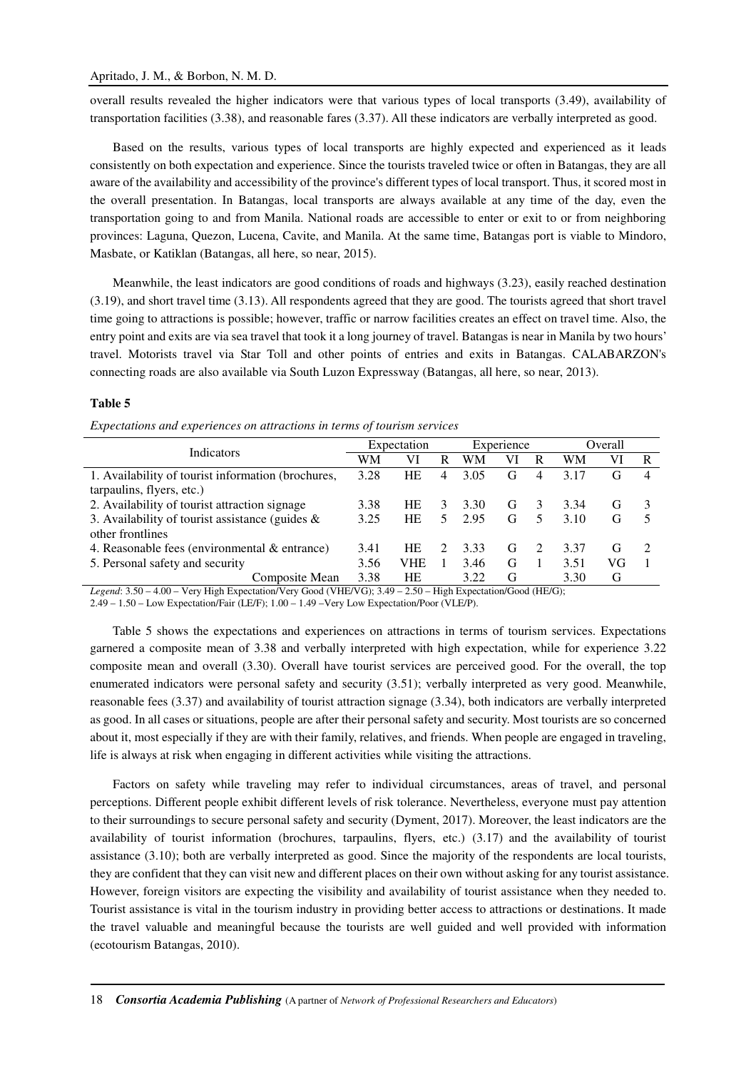overall results revealed the higher indicators were that various types of local transports (3.49), availability of transportation facilities (3.38), and reasonable fares (3.37). All these indicators are verbally interpreted as good.

Based on the results, various types of local transports are highly expected and experienced as it leads consistently on both expectation and experience. Since the tourists traveled twice or often in Batangas, they are all aware of the availability and accessibility of the province's different types of local transport. Thus, it scored most in the overall presentation. In Batangas, local transports are always available at any time of the day, even the transportation going to and from Manila. National roads are accessible to enter or exit to or from neighboring provinces: Laguna, Quezon, Lucena, Cavite, and Manila. At the same time, Batangas port is viable to Mindoro, Masbate, or Katiklan (Batangas, all here, so near, 2015).

Meanwhile, the least indicators are good conditions of roads and highways (3.23), easily reached destination (3.19), and short travel time (3.13). All respondents agreed that they are good. The tourists agreed that short travel time going to attractions is possible; however, traffic or narrow facilities creates an effect on travel time. Also, the entry point and exits are via sea travel that took it a long journey of travel. Batangas is near in Manila by two hours' travel. Motorists travel via Star Toll and other points of entries and exits in Batangas. CALABARZON's connecting roads are also available via South Luzon Expressway (Batangas, all here, so near, 2013).

**Table 5**

*Expectations and experiences on attractions in terms of tourism services*

| Indicators | Expectation | | | Experience | | | Overall | | |
|---|---|---|---|---|---|---|---|---|---|
| | WM | VI | R | WM | VI | R | WM | VI | R |
| 1. Availability of tourist information (brochures, tarpaulins, flyers, etc.) | 3.28 | HE | 4 | 3.05 | G | 4 | 3.17 | G | 4 |
| 2. Availability of tourist attraction signage | 3.38 | HE | 3 | 3.30 | G | 3 | 3.34 | G | 3 |
| 3. Availability of tourist assistance (guides & other frontlines | 3.25 | HE | 5 | 2.95 | G | 5 | 3.10 | G | 5 |
| 4. Reasonable fees (environmental & entrance) | 3.41 | HE | 2 | 3.33 | G | 2 | 3.37 | G | 2 |
| 5. Personal safety and security | 3.56 | VHE | 1 | 3.46 | G | 1 | 3.51 | VG | 1 |
| Composite Mean | 3.38 | HE | | 3.22 | G | | 3.30 | G | |

*Legend*: 3.50 – 4.00 – Very High Expectation/Very Good (VHE/VG); 3.49 – 2.50 – High Expectation/Good (HE/G); 2.49 – 1.50 – Low Expectation/Fair (LE/F); 1.00 – 1.49 –Very Low Expectation/Poor (VLE/P).

Table 5 shows the expectations and experiences on attractions in terms of tourism services. Expectations garnered a composite mean of 3.38 and verbally interpreted with high expectation, while for experience 3.22 composite mean and overall (3.30). Overall have tourist services are perceived good. For the overall, the top enumerated indicators were personal safety and security (3.51); verbally interpreted as very good. Meanwhile, reasonable fees (3.37) and availability of tourist attraction signage (3.34), both indicators are verbally interpreted as good. In all cases or situations, people are after their personal safety and security. Most tourists are so concerned about it, most especially if they are with their family, relatives, and friends. When people are engaged in traveling, life is always at risk when engaging in different activities while visiting the attractions.

Factors on safety while traveling may refer to individual circumstances, areas of travel, and personal perceptions. Different people exhibit different levels of risk tolerance. Nevertheless, everyone must pay attention to their surroundings to secure personal safety and security (Dyment, 2017). Moreover, the least indicators are the availability of tourist information (brochures, tarpaulins, flyers, etc.) (3.17) and the availability of tourist assistance (3.10); both are verbally interpreted as good. Since the majority of the respondents are local tourists, they are confident that they can visit new and different places on their own without asking for any tourist assistance. However, foreign visitors are expecting the visibility and availability of tourist assistance when they needed to. Tourist assistance is vital in the tourism industry in providing better access to attractions or destinations. It made the travel valuable and meaningful because the tourists are well guided and well provided with information (ecotourism Batangas, 2010).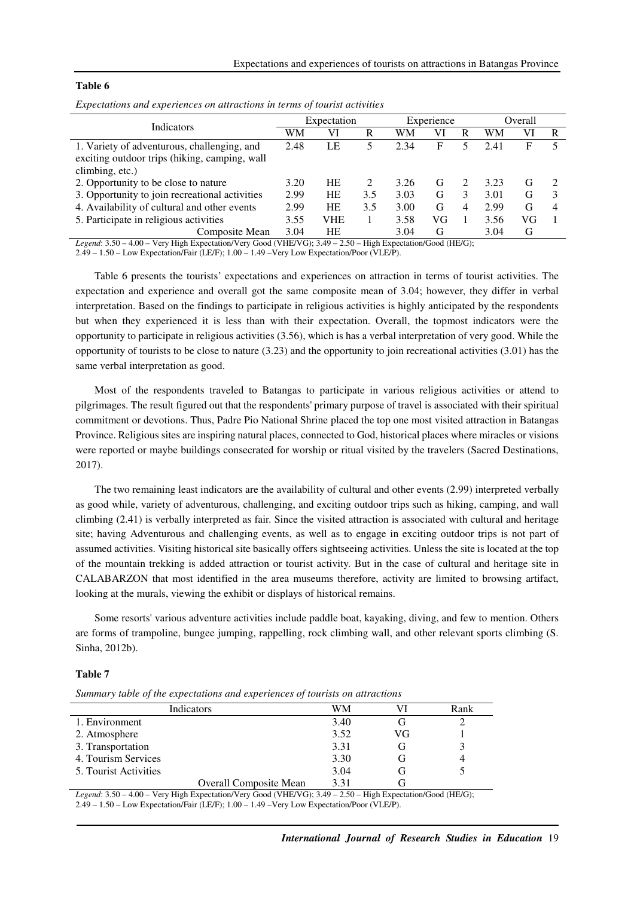**Table 6**

*Expectations and experiences on attractions in terms of tourist activities*

| Indicators | Expectation | | | Experience | | | Overall | | |
|---|---|---|---|---|---|---|---|---|---|
| | WM | VI | R | WM | VI | R | WM | VI | R |
| 1. Variety of adventurous, challenging, and exciting outdoor trips (hiking, camping, wall climbing, etc.) | 2.48 | LE | 5 | 2.34 | F | 5 | 2.41 | F | 5 |
| 2. Opportunity to be close to nature | 3.20 | HE | 2 | 3.26 | G | 2 | 3.23 | G | 2 |
| 3. Opportunity to join recreational activities | 2.99 | HE | 3.5 | 3.03 | G | 3 | 3.01 | G | 3 |
| 4. Availability of cultural and other events | 2.99 | HE | 3.5 | 3.00 | G | 4 | 2.99 | G | 4 |
| 5. Participate in religious activities | 3.55 | VHE | 1 | 3.58 | VG | 1 | 3.56 | VG | 1 |
| Composite Mean | 3.04 | HE | | 3.04 | G | | 3.04 | G | |

*Legend*: 3.50 – 4.00 – Very High Expectation/Very Good (VHE/VG); 3.49 – 2.50 – High Expectation/Good (HE/G); 2.49 – 1.50 – Low Expectation/Fair (LE/F); 1.00 – 1.49 –Very Low Expectation/Poor (VLE/P).

Table 6 presents the tourists' expectations and experiences on attraction in terms of tourist activities. The expectation and experience and overall got the same composite mean of 3.04; however, they differ in verbal interpretation. Based on the findings to participate in religious activities is highly anticipated by the respondents but when they experienced it is less than with their expectation. Overall, the topmost indicators were the opportunity to participate in religious activities (3.56), which is has a verbal interpretation of very good. While the opportunity of tourists to be close to nature (3.23) and the opportunity to join recreational activities (3.01) has the same verbal interpretation as good.

Most of the respondents traveled to Batangas to participate in various religious activities or attend to pilgrimages. The result figured out that the respondents' primary purpose of travel is associated with their spiritual commitment or devotions. Thus, Padre Pio National Shrine placed the top one most visited attraction in Batangas Province. Religious sites are inspiring natural places, connected to God, historical places where miracles or visions were reported or maybe buildings consecrated for worship or ritual visited by the travelers (Sacred Destinations, 2017).

The two remaining least indicators are the availability of cultural and other events (2.99) interpreted verbally as good while, variety of adventurous, challenging, and exciting outdoor trips such as hiking, camping, and wall climbing (2.41) is verbally interpreted as fair. Since the visited attraction is associated with cultural and heritage site; having Adventurous and challenging events, as well as to engage in exciting outdoor trips is not part of assumed activities. Visiting historical site basically offers sightseeing activities. Unless the site is located at the top of the mountain trekking is added attraction or tourist activity. But in the case of cultural and heritage site in CALABARZON that most identified in the area museums therefore, activity are limited to browsing artifact, looking at the murals, viewing the exhibit or displays of historical remains.

Some resorts' various adventure activities include paddle boat, kayaking, diving, and few to mention. Others are forms of trampoline, bungee jumping, rappelling, rock climbing wall, and other relevant sports climbing (S. Sinha, 2012b).

**Table 7**

*Summary table of the expectations and experiences of tourists on attractions*

| Indicators | WM | VI | Rank |
|---|---|---|---|
| 1. Environment | 3.40 | G | 2 |
| 2. Atmosphere | 3.52 | VG | 1 |
| 3. Transportation | 3.31 | G | 3 |
| 4. Tourism Services | 3.30 | G | 4 |
| 5. Tourist Activities | 3.04 | G | 5 |
| Overall Composite Mean | 3.31 | G | |

*Legend*: 3.50 – 4.00 – Very High Expectation/Very Good (VHE/VG); 3.49 – 2.50 – High Expectation/Good (HE/G); 2.49 – 1.50 – Low Expectation/Fair (LE/F); 1.00 – 1.49 –Very Low Expectation/Poor (VLE/P).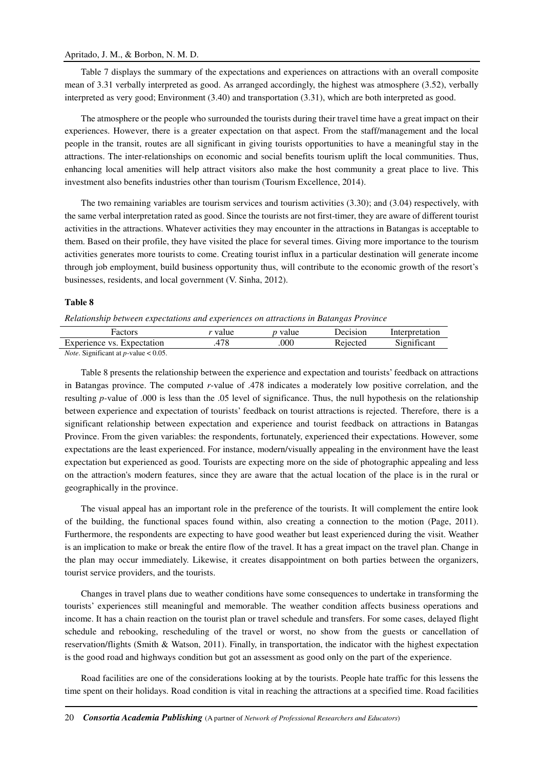Table 7 displays the summary of the expectations and experiences on attractions with an overall composite mean of 3.31 verbally interpreted as good. As arranged accordingly, the highest was atmosphere (3.52), verbally interpreted as very good; Environment (3.40) and transportation (3.31), which are both interpreted as good.

The atmosphere or the people who surrounded the tourists during their travel time have a great impact on their experiences. However, there is a greater expectation on that aspect. From the staff/management and the local people in the transit, routes are all significant in giving tourists opportunities to have a meaningful stay in the attractions. The inter-relationships on economic and social benefits tourism uplift the local communities. Thus, enhancing local amenities will help attract visitors also make the host community a great place to live. This investment also benefits industries other than tourism (Tourism Excellence, 2014).

The two remaining variables are tourism services and tourism activities (3.30); and (3.04) respectively, with the same verbal interpretation rated as good. Since the tourists are not first-timer, they are aware of different tourist activities in the attractions. Whatever activities they may encounter in the attractions in Batangas is acceptable to them. Based on their profile, they have visited the place for several times. Giving more importance to the tourism activities generates more tourists to come. Creating tourist influx in a particular destination will generate income through job employment, build business opportunity thus, will contribute to the economic growth of the resort's businesses, residents, and local government (V. Sinha, 2012).

**Table 8**

*Relationship between expectations and experiences on attractions in Batangas Province*

| Factors | $r$ value | $p$ value | Decision | Interpretation |
|---|---|---|---|---|
| Experience vs. Expectation | .478 | .000 | Rejected | Significant |

*Note*. Significant at $p$-value < 0.05.

Table 8 presents the relationship between the experience and expectation and tourists' feedback on attractions in Batangas province. The computed $r$-value of .478 indicates a moderately low positive correlation, and the resulting $p$-value of .000 is less than the .05 level of significance. Thus, the null hypothesis on the relationship between experience and expectation of tourists' feedback on tourist attractions is rejected. Therefore, there is a significant relationship between expectation and experience and tourist feedback on attractions in Batangas Province. From the given variables: the respondents, fortunately, experienced their expectations. However, some expectations are the least experienced. For instance, modern/visually appealing in the environment have the least expectation but experienced as good. Tourists are expecting more on the side of photographic appealing and less on the attraction's modern features, since they are aware that the actual location of the place is in the rural or geographically in the province.

The visual appeal has an important role in the preference of the tourists. It will complement the entire look of the building, the functional spaces found within, also creating a connection to the motion (Page, 2011). Furthermore, the respondents are expecting to have good weather but least experienced during the visit. Weather is an implication to make or break the entire flow of the travel. It has a great impact on the travel plan. Change in the plan may occur immediately. Likewise, it creates disappointment on both parties between the organizers, tourist service providers, and the tourists.

Changes in travel plans due to weather conditions have some consequences to undertake in transforming the tourists' experiences still meaningful and memorable. The weather condition affects business operations and income. It has a chain reaction on the tourist plan or travel schedule and transfers. For some cases, delayed flight schedule and rebooking, rescheduling of the travel or worst, no show from the guests or cancellation of reservation/flights (Smith & Watson, 2011). Finally, in transportation, the indicator with the highest expectation is the good road and highways condition but got an assessment as good only on the part of the experience.

Road facilities are one of the considerations looking at by the tourists. People hate traffic for this lessens the time spent on their holidays. Road condition is vital in reaching the attractions at a specified time. Road facilities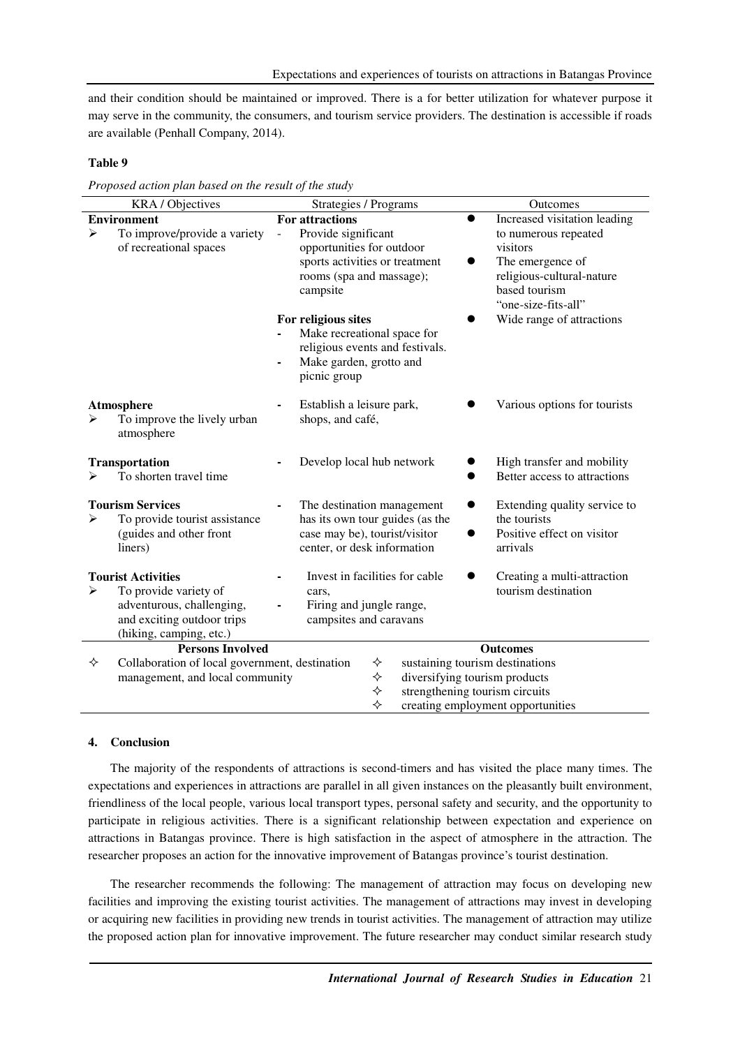and their condition should be maintained or improved. There is a for better utilization for whatever purpose it may serve in the community, the consumers, and tourism service providers. The destination is accessible if roads are available (Penhall Company, 2014).

**Table 9**

*Proposed action plan based on the result of the study*

| KRA / Objectives | Strategies / Programs | Outcomes |
|---|---|---|
| **Environment**<br>➢ To improve/provide a variety of recreational spaces | **For attractions**<br>- Provide significant opportunities for outdoor sports activities or treatment rooms (spa and massage); campsite<br><br>**For religious sites**<br>- Make recreational space for religious events and festivals.<br>- Make garden, grotto and picnic group | ● Increased visitation leading to numerous repeated visitors<br>● The emergence of religious-cultural-nature based tourism "one-size-fits-all"<br>● Wide range of attractions |
| **Atmosphere**<br>➢ To improve the lively urban atmosphere | - Establish a leisure park, shops, and café, | ● Various options for tourists |
| **Transportation**<br>➢ To shorten travel time | - Develop local hub network | ● High transfer and mobility<br>● Better access to attractions |
| **Tourism Services**<br>➢ To provide tourist assistance (guides and other front liners) | - The destination management has its own tour guides (as the case may be), tourist/visitor center, or desk information | ● Extending quality service to the tourists<br>● Positive effect on visitor arrivals |
| **Tourist Activities**<br>➢ To provide variety of adventurous, challenging, and exciting outdoor trips (hiking, camping, etc.) | - Invest in facilities for cable cars,<br>- Firing and jungle range, campsites and caravans | ● Creating a multi-attraction tourism destination |
| **Persons Involved** | | **Outcomes** |
| ✧ Collaboration of local government, destination management, and local community | | ✧ sustaining tourism destinations<br>✧ diversifying tourism products<br>✧ strengthening tourism circuits<br>✧ creating employment opportunities |

## 4. Conclusion

The majority of the respondents of attractions is second-timers and has visited the place many times. The expectations and experiences in attractions are parallel in all given instances on the pleasantly built environment, friendliness of the local people, various local transport types, personal safety and security, and the opportunity to participate in religious activities. There is a significant relationship between expectation and experience on attractions in Batangas province. There is high satisfaction in the aspect of atmosphere in the attraction. The researcher proposes an action for the innovative improvement of Batangas province's tourist destination.

The researcher recommends the following: The management of attraction may focus on developing new facilities and improving the existing tourist activities. The management of attractions may invest in developing or acquiring new facilities in providing new trends in tourist activities. The management of attraction may utilize the proposed action plan for innovative improvement. The future researcher may conduct similar research study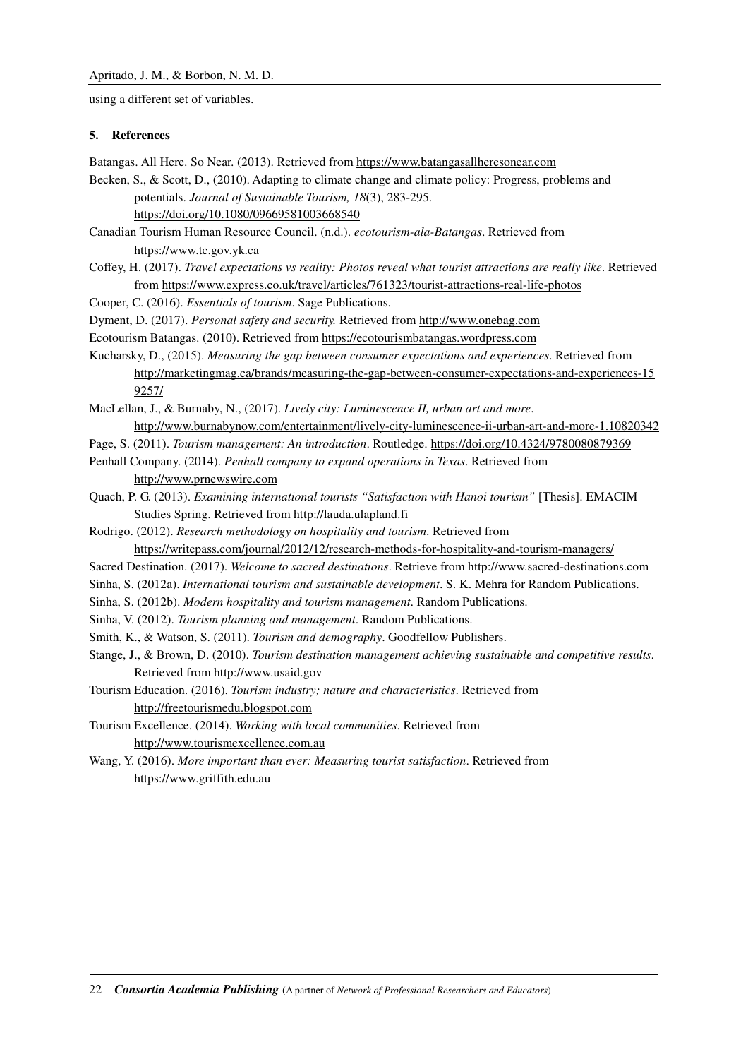using a different set of variables.

### 5. References

Batangas. All Here. So Near. (2013). Retrieved from https://www.batangasallheresonear.com

Becken, S., & Scott, D., (2010). Adapting to climate change and climate policy: Progress, problems and potentials. *Journal of Sustainable Tourism, 18*(3), 283-295. https://doi.org/10.1080/09669581003668540

Canadian Tourism Human Resource Council. (n.d.). *ecotourism-ala-Batangas*. Retrieved from https://www.tc.gov.yk.ca

Coffey, H. (2017). *Travel expectations vs reality: Photos reveal what tourist attractions are really like*. Retrieved from https://www.express.co.uk/travel/articles/761323/tourist-attractions-real-life-photos

Cooper, C. (2016). *Essentials of tourism*. Sage Publications.

Dyment, D. (2017). *Personal safety and security.* Retrieved from http://www.onebag.com

Ecotourism Batangas. (2010). Retrieved from https://ecotourismbatangas.wordpress.com

Kucharsky, D., (2015). *Measuring the gap between consumer expectations and experiences*. Retrieved from http://marketingmag.ca/brands/measuring-the-gap-between-consumer-expectations-and-experiences-159257/

MacLellan, J., & Burnaby, N., (2017). *Lively city: Luminescence II, urban art and more*. http://www.burnabynow.com/entertainment/lively-city-luminescence-ii-urban-art-and-more-1.10820342

Page, S. (2011). *Tourism management: An introduction*. Routledge. https://doi.org/10.4324/9780080879369

Penhall Company. (2014). *Penhall company to expand operations in Texas*. Retrieved from http://www.prnewswire.com

Quach, P. G. (2013). *Examining international tourists "Satisfaction with Hanoi tourism"* [Thesis]. EMACIM Studies Spring. Retrieved from http://lauda.ulapland.fi

Rodrigo. (2012). *Research methodology on hospitality and tourism*. Retrieved from https://writepass.com/journal/2012/12/research-methods-for-hospitality-and-tourism-managers/

Sacred Destination. (2017). *Welcome to sacred destinations*. Retrieve from http://www.sacred-destinations.com

Sinha, S. (2012a). *International tourism and sustainable development*. S. K. Mehra for Random Publications.

Sinha, S. (2012b). *Modern hospitality and tourism management*. Random Publications.

Sinha, V. (2012). *Tourism planning and management*. Random Publications.

Smith, K., & Watson, S. (2011). *Tourism and demography*. Goodfellow Publishers.

Stange, J., & Brown, D. (2010). *Tourism destination management achieving sustainable and competitive results*. Retrieved from http://www.usaid.gov

Tourism Education. (2016). *Tourism industry; nature and characteristics*. Retrieved from http://freetourismedu.blogspot.com

Tourism Excellence. (2014). *Working with local communities*. Retrieved from http://www.tourismexcellence.com.au

Wang, Y. (2016). *More important than ever: Measuring tourist satisfaction*. Retrieved from https://www.griffith.edu.au